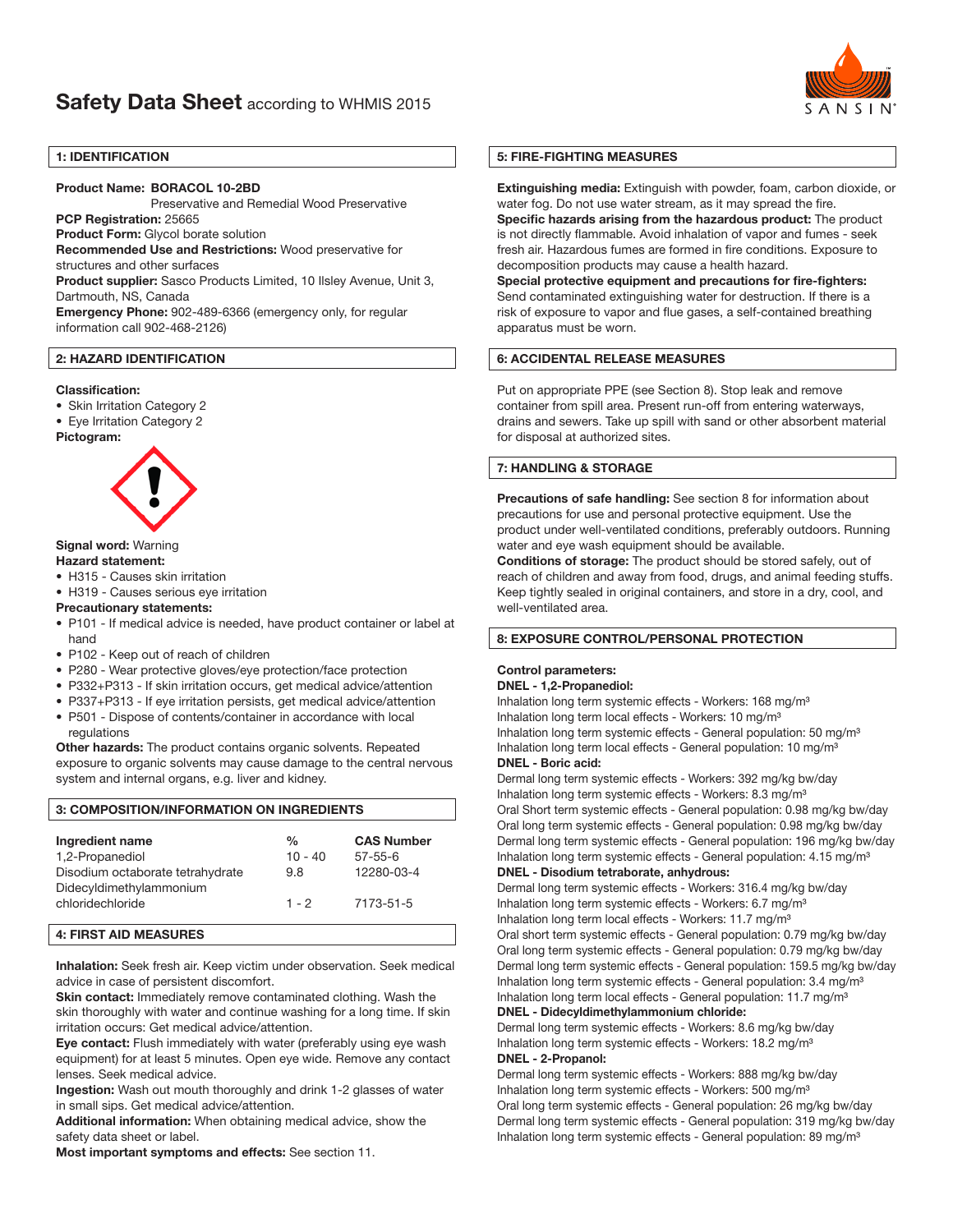# Safety Data Sheet according to WHMIS 2015

## 1: IDENTIFICATION

**Product Name: BORACOL 10-2BD**
Preservative and Remedial Wood Preservative
**PCP Registration:** 25665
**Product Form:** Glycol borate solution
**Recommended Use and Restrictions:** Wood preservative for structures and other surfaces
**Product supplier:** Sasco Products Limited, 10 Ilsley Avenue, Unit 3, Dartmouth, NS, Canada
**Emergency Phone:** 902-489-6366 (emergency only, for regular information call 902-468-2126)

## 2: HAZARD IDENTIFICATION

**Classification:**
- Skin Irritation Category 2
- Eye Irritation Category 2

**Pictogram:**

**Signal word:** Warning
**Hazard statement:**
- H315 - Causes skin irritation
- H319 - Causes serious eye irritation

**Precautionary statements:**
- P101 - If medical advice is needed, have product container or label at hand
- P102 - Keep out of reach of children
- P280 - Wear protective gloves/eye protection/face protection
- P332+P313 - If skin irritation occurs, get medical advice/attention
- P337+P313 - If eye irritation persists, get medical advice/attention
- P501 - Dispose of contents/container in accordance with local regulations

**Other hazards:** The product contains organic solvents. Repeated exposure to organic solvents may cause damage to the central nervous system and internal organs, e.g. liver and kidney.

## 3: COMPOSITION/INFORMATION ON INGREDIENTS

| Ingredient name | % | CAS Number |
|---|---|---|
| 1,2-Propanediol | 10 - 40 | 57-55-6 |
| Disodium octaborate tetrahydrate | 9.8 | 12280-03-4 |
| Didecyldimethylammonium chloridechloride | 1 - 2 | 7173-51-5 |

## 4: FIRST AID MEASURES

**Inhalation:** Seek fresh air. Keep victim under observation. Seek medical advice in case of persistent discomfort.
**Skin contact:** Immediately remove contaminated clothing. Wash the skin thoroughly with water and continue washing for a long time. If skin irritation occurs: Get medical advice/attention.
**Eye contact:** Flush immediately with water (preferably using eye wash equipment) for at least 5 minutes. Open eye wide. Remove any contact lenses. Seek medical advice.
**Ingestion:** Wash out mouth thoroughly and drink 1-2 glasses of water in small sips. Get medical advice/attention.
**Additional information:** When obtaining medical advice, show the safety data sheet or label.
**Most important symptoms and effects:** See section 11.

## 5: FIRE-FIGHTING MEASURES

**Extinguishing media:** Extinguish with powder, foam, carbon dioxide, or water fog. Do not use water stream, as it may spread the fire.
**Specific hazards arising from the hazardous product:** The product is not directly flammable. Avoid inhalation of vapor and fumes - seek fresh air. Hazardous fumes are formed in fire conditions. Exposure to decomposition products may cause a health hazard.
**Special protective equipment and precautions for fire-fighters:** Send contaminated extinguishing water for destruction. If there is a risk of exposure to vapor and flue gases, a self-contained breathing apparatus must be worn.

## 6: ACCIDENTAL RELEASE MEASURES

Put on appropriate PPE (see Section 8). Stop leak and remove container from spill area. Present run-off from entering waterways, drains and sewers. Take up spill with sand or other absorbent material for disposal at authorized sites.

## 7: HANDLING & STORAGE

**Precautions of safe handling:** See section 8 for information about precautions for use and personal protective equipment. Use the product under well-ventilated conditions, preferably outdoors. Running water and eye wash equipment should be available.
**Conditions of storage:** The product should be stored safely, out of reach of children and away from food, drugs, and animal feeding stuffs. Keep tightly sealed in original containers, and store in a dry, cool, and well-ventilated area.

## 8: EXPOSURE CONTROL/PERSONAL PROTECTION

**Control parameters:**

**DNEL - 1,2-Propanediol:**
Inhalation long term systemic effects - Workers: 168 mg/m³
Inhalation long term local effects - Workers: 10 mg/m³
Inhalation long term systemic effects - General population: 50 mg/m³
Inhalation long term local effects - General population: 10 mg/m³

**DNEL - Boric acid:**
Dermal long term systemic effects - Workers: 392 mg/kg bw/day
Inhalation long term systemic effects - Workers: 8.3 mg/m³
Oral Short term systemic effects - General population: 0.98 mg/kg bw/day
Oral long term systemic effects - General population: 0.98 mg/kg bw/day
Dermal long term systemic effects - General population: 196 mg/kg bw/day
Inhalation long term systemic effects - General population: 4.15 mg/m³

**DNEL - Disodium tetraborate, anhydrous:**
Dermal long term systemic effects - Workers: 316.4 mg/kg bw/day
Inhalation long term systemic effects - Workers: 6.7 mg/m³
Inhalation long term local effects - Workers: 11.7 mg/m³
Oral short term systemic effects - General population: 0.79 mg/kg bw/day
Oral long term systemic effects - General population: 0.79 mg/kg bw/day
Dermal long term systemic effects - General population: 159.5 mg/kg bw/day
Inhalation long term systemic effects - General population: 3.4 mg/m³
Inhalation long term local effects - General population: 11.7 mg/m³

**DNEL - Didecyldimethylammonium chloride:**
Dermal long term systemic effects - Workers: 8.6 mg/kg bw/day
Inhalation long term systemic effects - Workers: 18.2 mg/m³

**DNEL - 2-Propanol:**
Dermal long term systemic effects - Workers: 888 mg/kg bw/day
Inhalation long term systemic effects - Workers: 500 mg/m³
Oral long term systemic effects - General population: 26 mg/kg bw/day
Dermal long term systemic effects - General population: 319 mg/kg bw/day
Inhalation long term systemic effects - General population: 89 mg/m³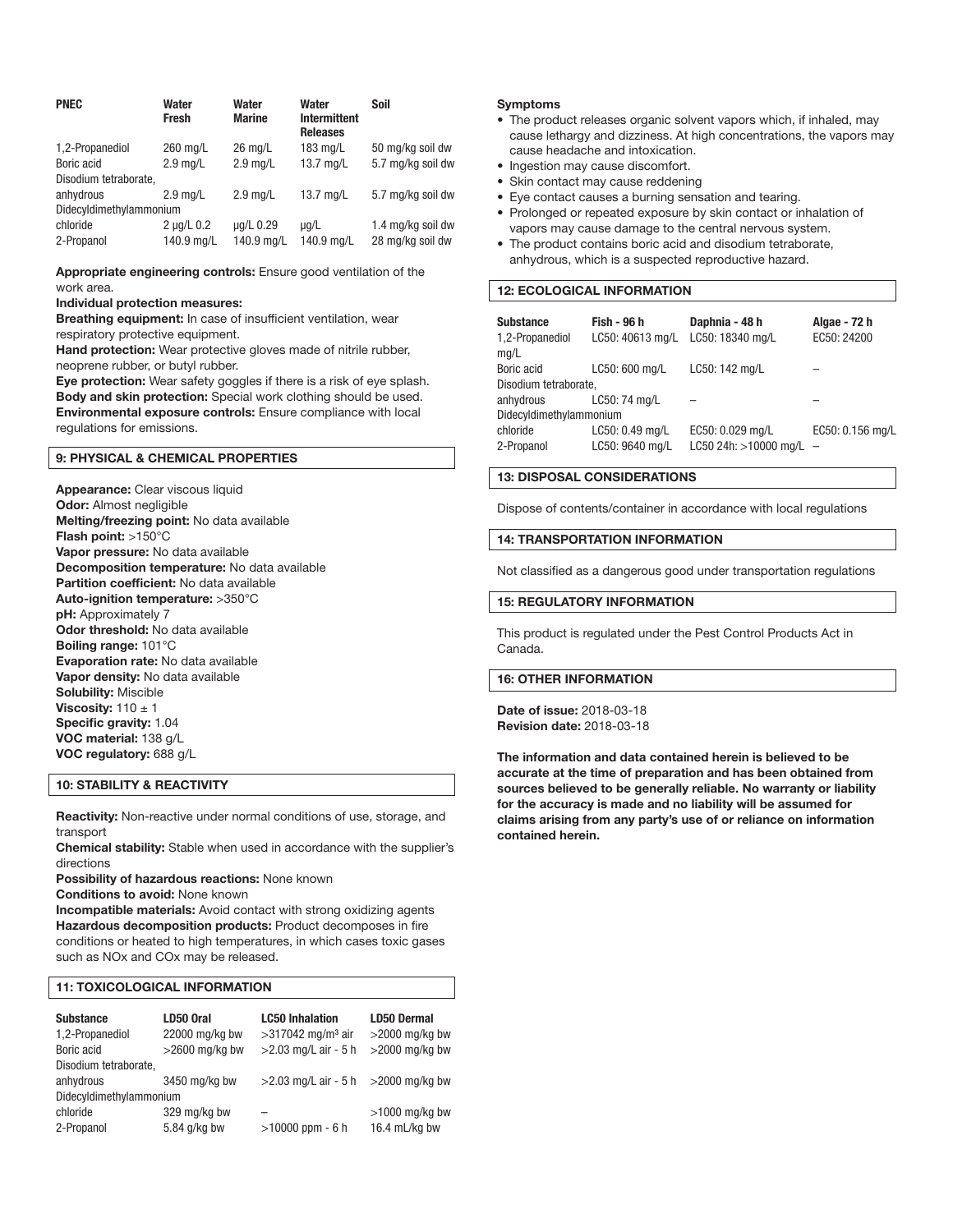| PNEC | Water Fresh | Water Marine | Water Intermittent Releases | Soil |
|---|---|---|---|---|
| 1,2-Propanediol | 260 mg/L | 26 mg/L | 183 mg/L | 50 mg/kg soil dw |
| Boric acid | 2.9 mg/L | 2.9 mg/L | 13.7 mg/L | 5.7 mg/kg soil dw |
| Disodium tetraborate, anhydrous | 2.9 mg/L | 2.9 mg/L | 13.7 mg/L | 5.7 mg/kg soil dw |
| Didecyldimethylammonium chloride | 2 μg/L 0.2 | μg/L 0.29 | μg/L | 1.4 mg/kg soil dw |
| 2-Propanol | 140.9 mg/L | 140.9 mg/L | 140.9 mg/L | 28 mg/kg soil dw |

**Appropriate engineering controls:** Ensure good ventilation of the work area.

**Individual protection measures:**

**Breathing equipment:** In case of insufficient ventilation, wear respiratory protective equipment.

**Hand protection:** Wear protective gloves made of nitrile rubber, neoprene rubber, or butyl rubber.

**Eye protection:** Wear safety goggles if there is a risk of eye splash.

**Body and skin protection:** Special work clothing should be used.

**Environmental exposure controls:** Ensure compliance with local regulations for emissions.

## 9: PHYSICAL & CHEMICAL PROPERTIES

**Appearance:** Clear viscous liquid
**Odor:** Almost negligible
**Melting/freezing point:** No data available
**Flash point:** >150°C
**Vapor pressure:** No data available
**Decomposition temperature:** No data available
**Partition coefficient:** No data available
**Auto-ignition temperature:** >350°C
**pH:** Approximately 7
**Odor threshold:** No data available
**Boiling range:** 101°C
**Evaporation rate:** No data available
**Vapor density:** No data available
**Solubility:** Miscible
**Viscosity:** 110 ± 1
**Specific gravity:** 1.04
**VOC material:** 138 g/L
**VOC regulatory:** 688 g/L

## 10: STABILITY & REACTIVITY

**Reactivity:** Non-reactive under normal conditions of use, storage, and transport

**Chemical stability:** Stable when used in accordance with the supplier's directions

**Possibility of hazardous reactions:** None known

**Conditions to avoid:** None known

**Incompatible materials:** Avoid contact with strong oxidizing agents

**Hazardous decomposition products:** Product decomposes in fire conditions or heated to high temperatures, in which cases toxic gases such as NOx and COx may be released.

## 11: TOXICOLOGICAL INFORMATION

| Substance | LD50 Oral | LC50 Inhalation | LD50 Dermal |
|---|---|---|---|
| 1,2-Propanediol | 22000 mg/kg bw | >317042 mg/m³ air | >2000 mg/kg bw |
| Boric acid | >2600 mg/kg bw | >2.03 mg/L air - 5 h | >2000 mg/kg bw |
| Disodium tetraborate, anhydrous | 3450 mg/kg bw | >2.03 mg/L air - 5 h | >2000 mg/kg bw |
| Didecyldimethylammonium chloride | 329 mg/kg bw | – | >1000 mg/kg bw |
| 2-Propanol | 5.84 g/kg bw | >10000 ppm - 6 h | 16.4 mL/kg bw |

**Symptoms**

- The product releases organic solvent vapors which, if inhaled, may cause lethargy and dizziness. At high concentrations, the vapors may cause headache and intoxication.
- Ingestion may cause discomfort.
- Skin contact may cause reddening
- Eye contact causes a burning sensation and tearing.
- Prolonged or repeated exposure by skin contact or inhalation of vapors may cause damage to the central nervous system.
- The product contains boric acid and disodium tetraborate, anhydrous, which is a suspected reproductive hazard.

## 12: ECOLOGICAL INFORMATION

| Substance | Fish - 96 h | Daphnia - 48 h | Algae - 72 h |
|---|---|---|---|
| 1,2-Propanediol | LC50: 40613 mg/L | LC50: 18340 mg/L | EC50: 24200 mg/L |
| Boric acid | LC50: 600 mg/L | LC50: 142 mg/L | – |
| Disodium tetraborate, anhydrous | LC50: 74 mg/L | – | – |
| Didecyldimethylammonium chloride | LC50: 0.49 mg/L | EC50: 0.029 mg/L | EC50: 0.156 mg/L |
| 2-Propanol | LC50: 9640 mg/L | LC50 24h: >10000 mg/L | – |

## 13: DISPOSAL CONSIDERATIONS

Dispose of contents/container in accordance with local regulations

## 14: TRANSPORTATION INFORMATION

Not classified as a dangerous good under transportation regulations

## 15: REGULATORY INFORMATION

This product is regulated under the Pest Control Products Act in Canada.

## 16: OTHER INFORMATION

**Date of issue:** 2018-03-18
**Revision date:** 2018-03-18

**The information and data contained herein is believed to be accurate at the time of preparation and has been obtained from sources believed to be generally reliable. No warranty or liability for the accuracy is made and no liability will be assumed for claims arising from any party's use of or reliance on information contained herein.**